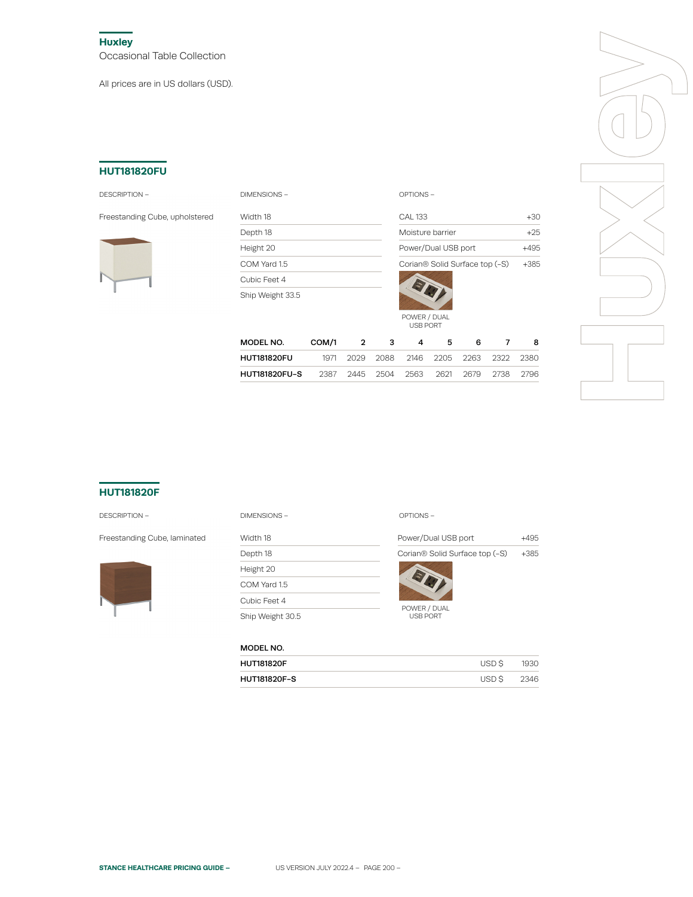## Huxley
Occasional Table Collection

All prices are in US dollars (USD).

### HUT181820FU

DESCRIPTION –

Freestanding Cube, upholstered

DIMENSIONS –

| |
|---|
| Width 18 |
| Depth 18 |
| Height 20 |
| COM Yard 1.5 |
| Cubic Feet 4 |
| Ship Weight 33.5 |

OPTIONS –

| | |
|---|---|
| CAL 133 | +30 |
| Moisture barrier | +25 |
| Power/Dual USB port | +495 |
| Corian® Solid Surface top (-S) | +385 |

POWER / DUAL USB PORT

| MODEL NO. | COM/1 | 2 | 3 | 4 | 5 | 6 | 7 | 8 |
|---|---|---|---|---|---|---|---|---|
| HUT181820FU | 1971 | 2029 | 2088 | 2146 | 2205 | 2263 | 2322 | 2380 |
| HUT181820FU-S | 2387 | 2445 | 2504 | 2563 | 2621 | 2679 | 2738 | 2796 |

### HUT181820F

DESCRIPTION –

Freestanding Cube, laminated

DIMENSIONS –

| |
|---|
| Width 18 |
| Depth 18 |
| Height 20 |
| COM Yard 1.5 |
| Cubic Feet 4 |
| Ship Weight 30.5 |

OPTIONS –

| | |
|---|---|
| Power/Dual USB port | +495 |
| Corian® Solid Surface top (-S) | +385 |

POWER / DUAL USB PORT

| MODEL NO. | | |
|---|---|---|
| HUT181820F | USD $ | 1930 |
| HUT181820F-S | USD $ | 2346 |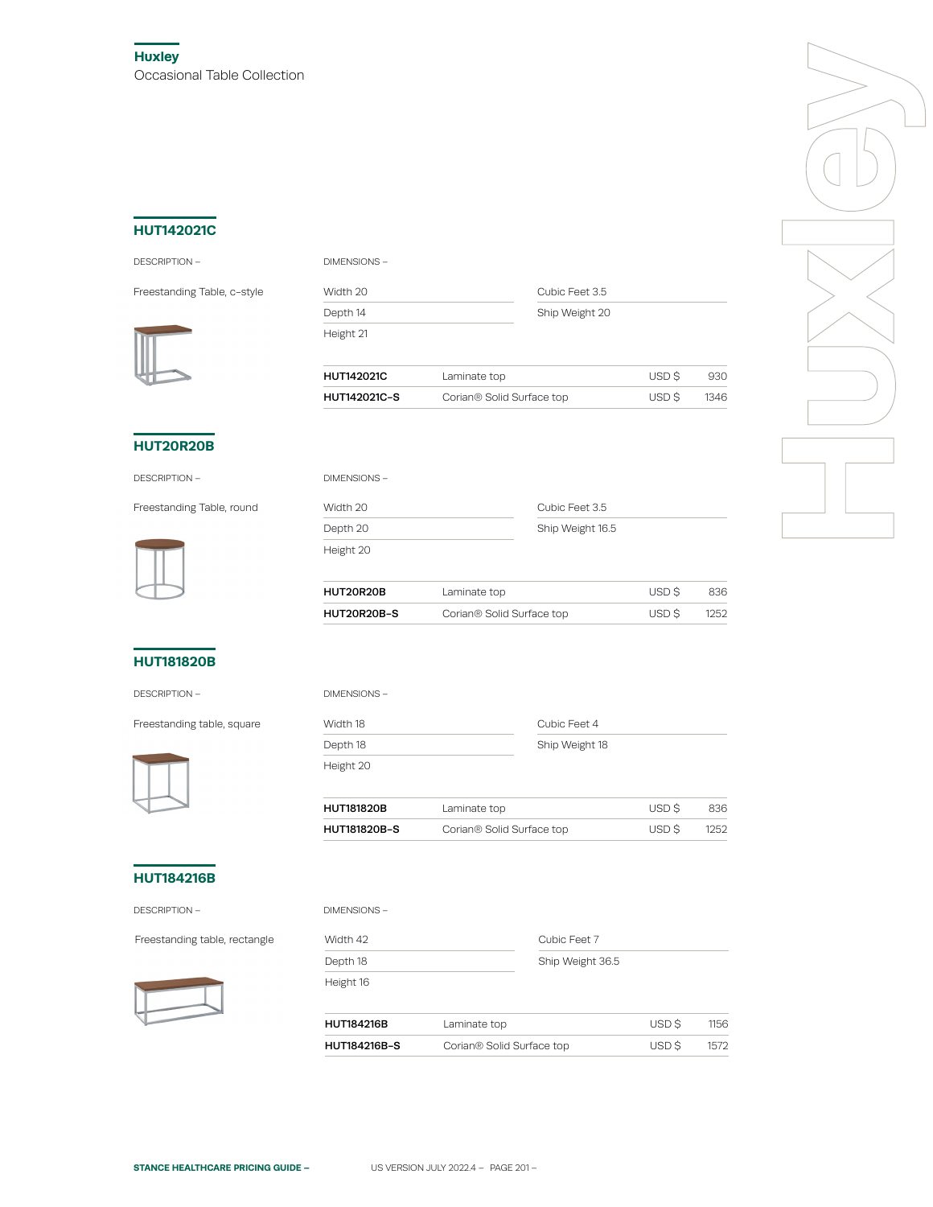## Huxley
Occasional Table Collection

### HUT142021C

DESCRIPTION –

Freestanding Table, c-style

DIMENSIONS –

| | |
|---|---|
| Width 20 | Cubic Feet 3.5 |
| Depth 14 | Ship Weight 20 |
| Height 21 | |

| | | | |
|---|---|---|---|
| **HUT142021C** | Laminate top | USD $ | 930 |
| **HUT142021C-S** | Corian® Solid Surface top | USD $ | 1346 |

### HUT20R20B

DESCRIPTION –

Freestanding Table, round

DIMENSIONS –

| | |
|---|---|
| Width 20 | Cubic Feet 3.5 |
| Depth 20 | Ship Weight 16.5 |
| Height 20 | |

| | | | |
|---|---|---|---|
| **HUT20R20B** | Laminate top | USD $ | 836 |
| **HUT20R20B-S** | Corian® Solid Surface top | USD $ | 1252 |

### HUT181820B

DESCRIPTION –

Freestanding table, square

DIMENSIONS –

| | |
|---|---|
| Width 18 | Cubic Feet 4 |
| Depth 18 | Ship Weight 18 |
| Height 20 | |

| | | | |
|---|---|---|---|
| **HUT181820B** | Laminate top | USD $ | 836 |
| **HUT181820B-S** | Corian® Solid Surface top | USD $ | 1252 |

### HUT184216B

DESCRIPTION –

Freestanding table, rectangle

DIMENSIONS –

| | |
|---|---|
| Width 42 | Cubic Feet 7 |
| Depth 18 | Ship Weight 36.5 |
| Height 16 | |

| | | | |
|---|---|---|---|
| **HUT184216B** | Laminate top | USD $ | 1156 |
| **HUT184216B-S** | Corian® Solid Surface top | USD $ | 1572 |